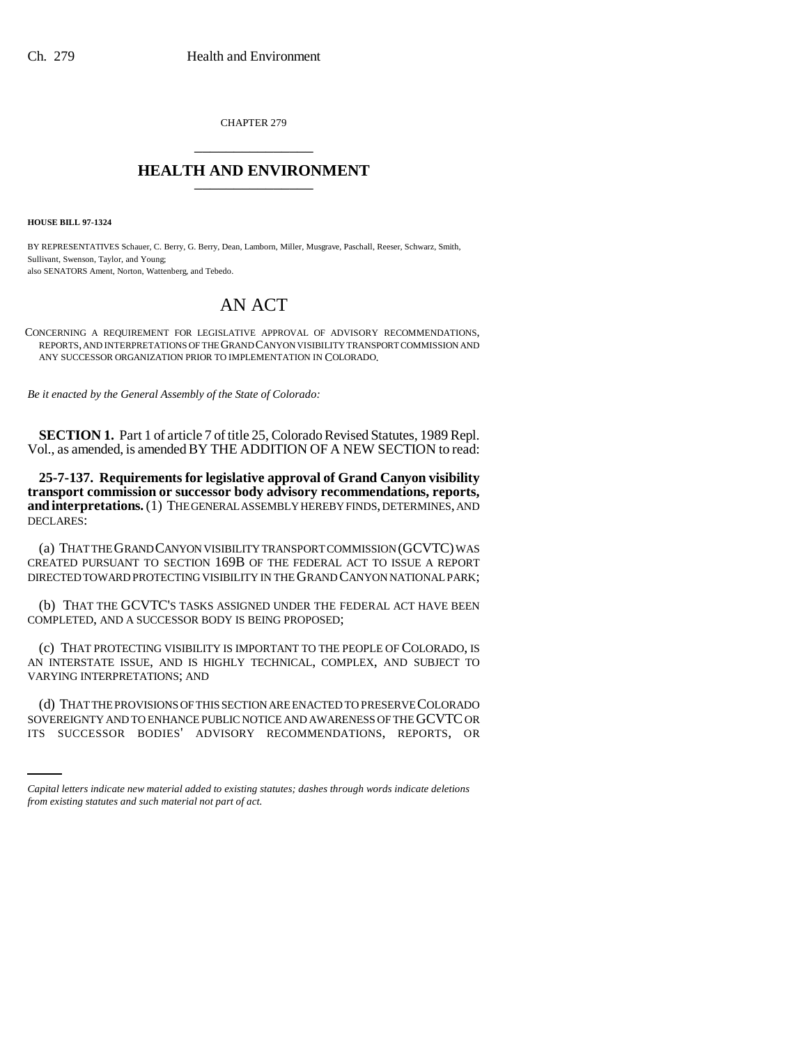CHAPTER 279

# HEALTH AND ENVIRONMENT

**HOUSE BILL 97-1324**

BY REPRESENTATIVES Schauer, C. Berry, G. Berry, Dean, Lamborn, Miller, Musgrave, Paschall, Reeser, Schwarz, Smith, Sullivant, Swenson, Taylor, and Young;
also SENATORS Ament, Norton, Wattenberg, and Tebedo.

# AN ACT

CONCERNING A REQUIREMENT FOR LEGISLATIVE APPROVAL OF ADVISORY RECOMMENDATIONS, REPORTS, AND INTERPRETATIONS OF THE GRAND CANYON VISIBILITY TRANSPORT COMMISSION AND ANY SUCCESSOR ORGANIZATION PRIOR TO IMPLEMENTATION IN COLORADO.

*Be it enacted by the General Assembly of the State of Colorado:*

**SECTION 1.** Part 1 of article 7 of title 25, Colorado Revised Statutes, 1989 Repl. Vol., as amended, is amended BY THE ADDITION OF A NEW SECTION to read:

**25-7-137. Requirements for legislative approval of Grand Canyon visibility transport commission or successor body advisory recommendations, reports, and interpretations.** (1) THE GENERAL ASSEMBLY HEREBY FINDS, DETERMINES, AND DECLARES:

(a) THAT THE GRAND CANYON VISIBILITY TRANSPORT COMMISSION (GCVTC) WAS CREATED PURSUANT TO SECTION 169B OF THE FEDERAL ACT TO ISSUE A REPORT DIRECTED TOWARD PROTECTING VISIBILITY IN THE GRAND CANYON NATIONAL PARK;

(b) THAT THE GCVTC'S TASKS ASSIGNED UNDER THE FEDERAL ACT HAVE BEEN COMPLETED, AND A SUCCESSOR BODY IS BEING PROPOSED;

(c) THAT PROTECTING VISIBILITY IS IMPORTANT TO THE PEOPLE OF COLORADO, IS AN INTERSTATE ISSUE, AND IS HIGHLY TECHNICAL, COMPLEX, AND SUBJECT TO VARYING INTERPRETATIONS; AND

(d) THAT THE PROVISIONS OF THIS SECTION ARE ENACTED TO PRESERVE COLORADO SOVEREIGNTY AND TO ENHANCE PUBLIC NOTICE AND AWARENESS OF THE GCVTC OR ITS SUCCESSOR BODIES' ADVISORY RECOMMENDATIONS, REPORTS, OR

*Capital letters indicate new material added to existing statutes; dashes through words indicate deletions from existing statutes and such material not part of act.*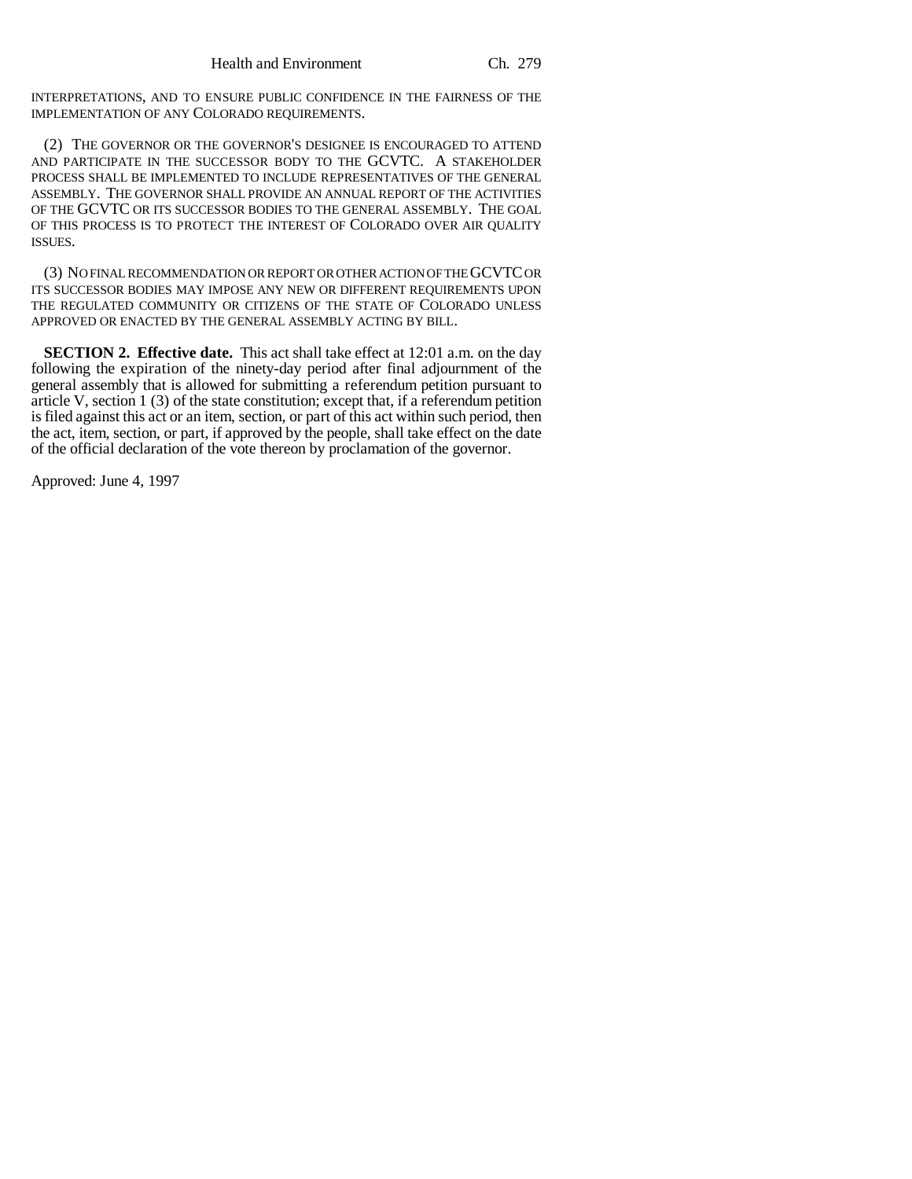INTERPRETATIONS, AND TO ENSURE PUBLIC CONFIDENCE IN THE FAIRNESS OF THE IMPLEMENTATION OF ANY COLORADO REQUIREMENTS.

(2) THE GOVERNOR OR THE GOVERNOR'S DESIGNEE IS ENCOURAGED TO ATTEND AND PARTICIPATE IN THE SUCCESSOR BODY TO THE GCVTC. A STAKEHOLDER PROCESS SHALL BE IMPLEMENTED TO INCLUDE REPRESENTATIVES OF THE GENERAL ASSEMBLY. THE GOVERNOR SHALL PROVIDE AN ANNUAL REPORT OF THE ACTIVITIES OF THE GCVTC OR ITS SUCCESSOR BODIES TO THE GENERAL ASSEMBLY. THE GOAL OF THIS PROCESS IS TO PROTECT THE INTEREST OF COLORADO OVER AIR QUALITY ISSUES.

(3) NO FINAL RECOMMENDATION OR REPORT OR OTHER ACTION OF THE GCVTC OR ITS SUCCESSOR BODIES MAY IMPOSE ANY NEW OR DIFFERENT REQUIREMENTS UPON THE REGULATED COMMUNITY OR CITIZENS OF THE STATE OF COLORADO UNLESS APPROVED OR ENACTED BY THE GENERAL ASSEMBLY ACTING BY BILL.

**SECTION 2. Effective date.** This act shall take effect at 12:01 a.m. on the day following the expiration of the ninety-day period after final adjournment of the general assembly that is allowed for submitting a referendum petition pursuant to article V, section 1 (3) of the state constitution; except that, if a referendum petition is filed against this act or an item, section, or part of this act within such period, then the act, item, section, or part, if approved by the people, shall take effect on the date of the official declaration of the vote thereon by proclamation of the governor.

Approved: June 4, 1997